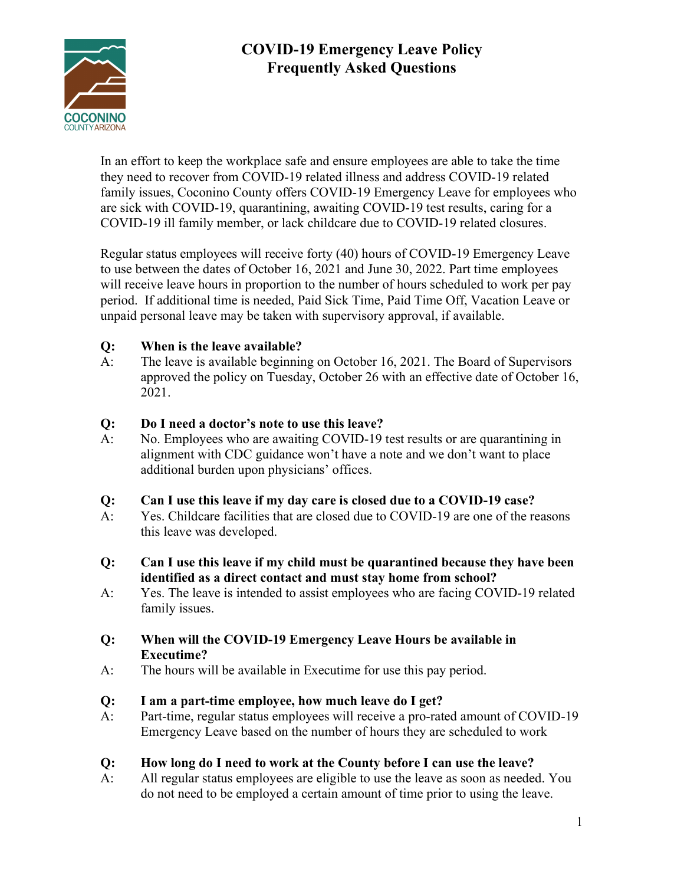# COVID-19 Emergency Leave Policy
# Frequently Asked Questions

In an effort to keep the workplace safe and ensure employees are able to take the time they need to recover from COVID-19 related illness and address COVID-19 related family issues, Coconino County offers COVID-19 Emergency Leave for employees who are sick with COVID-19, quarantining, awaiting COVID-19 test results, caring for a COVID-19 ill family member, or lack childcare due to COVID-19 related closures.

Regular status employees will receive forty (40) hours of COVID-19 Emergency Leave to use between the dates of October 16, 2021 and June 30, 2022. Part time employees will receive leave hours in proportion to the number of hours scheduled to work per pay period. If additional time is needed, Paid Sick Time, Paid Time Off, Vacation Leave or unpaid personal leave may be taken with supervisory approval, if available.

**Q: When is the leave available?**

A: The leave is available beginning on October 16, 2021. The Board of Supervisors approved the policy on Tuesday, October 26 with an effective date of October 16, 2021.

**Q: Do I need a doctor's note to use this leave?**

A: No. Employees who are awaiting COVID-19 test results or are quarantining in alignment with CDC guidance won't have a note and we don't want to place additional burden upon physicians' offices.

**Q: Can I use this leave if my day care is closed due to a COVID-19 case?**

A: Yes. Childcare facilities that are closed due to COVID-19 are one of the reasons this leave was developed.

**Q: Can I use this leave if my child must be quarantined because they have been identified as a direct contact and must stay home from school?**

A: Yes. The leave is intended to assist employees who are facing COVID-19 related family issues.

**Q: When will the COVID-19 Emergency Leave Hours be available in Executime?**

A: The hours will be available in Executime for use this pay period.

**Q: I am a part-time employee, how much leave do I get?**

A: Part-time, regular status employees will receive a pro-rated amount of COVID-19 Emergency Leave based on the number of hours they are scheduled to work

**Q: How long do I need to work at the County before I can use the leave?**

A: All regular status employees are eligible to use the leave as soon as needed. You do not need to be employed a certain amount of time prior to using the leave.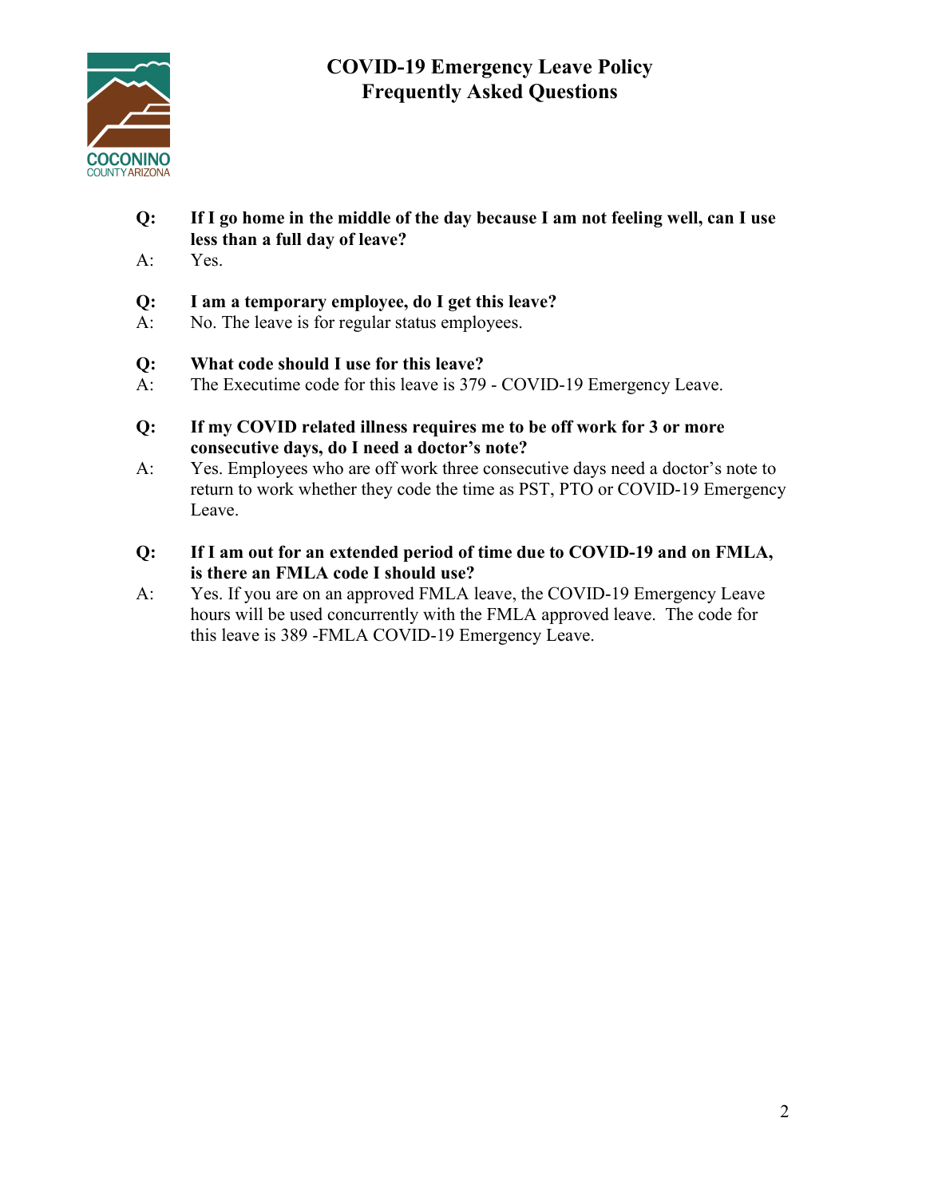# COVID-19 Emergency Leave Policy
# Frequently Asked Questions

**Q: If I go home in the middle of the day because I am not feeling well, can I use less than a full day of leave?**

A: Yes.

**Q: I am a temporary employee, do I get this leave?**

A: No. The leave is for regular status employees.

**Q: What code should I use for this leave?**

A: The Executime code for this leave is 379 - COVID-19 Emergency Leave.

**Q: If my COVID related illness requires me to be off work for 3 or more consecutive days, do I need a doctor's note?**

A: Yes. Employees who are off work three consecutive days need a doctor's note to return to work whether they code the time as PST, PTO or COVID-19 Emergency Leave.

**Q: If I am out for an extended period of time due to COVID-19 and on FMLA, is there an FMLA code I should use?**

A: Yes. If you are on an approved FMLA leave, the COVID-19 Emergency Leave hours will be used concurrently with the FMLA approved leave. The code for this leave is 389 -FMLA COVID-19 Emergency Leave.